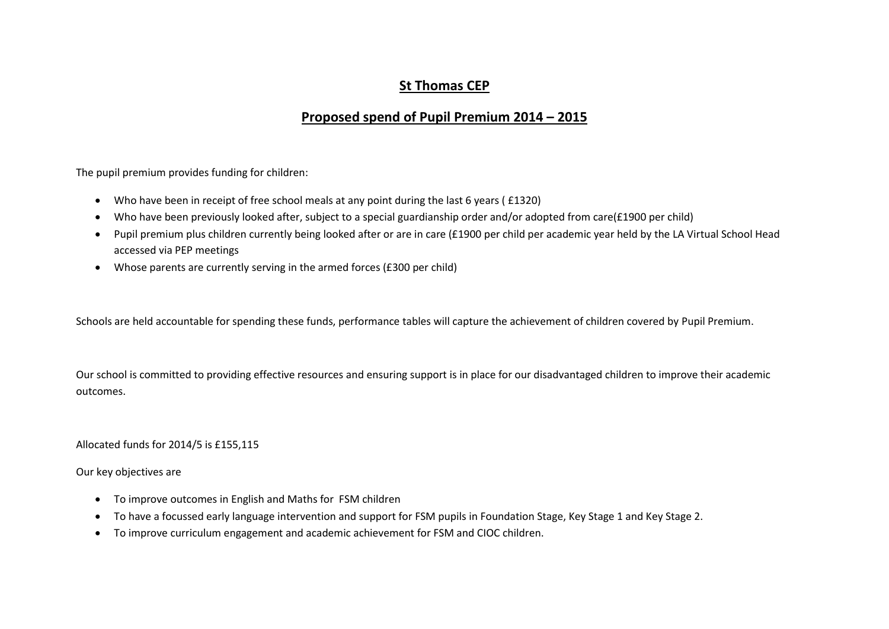# St Thomas CEP

## Proposed spend of Pupil Premium 2014 – 2015

The pupil premium provides funding for children:

- Who have been in receipt of free school meals at any point during the last 6 years ( £1320)
- Who have been previously looked after, subject to a special guardianship order and/or adopted from care(£1900 per child)
- Pupil premium plus children currently being looked after or are in care (£1900 per child per academic year held by the LA Virtual School Head accessed via PEP meetings
- Whose parents are currently serving in the armed forces (£300 per child)

Schools are held accountable for spending these funds, performance tables will capture the achievement of children covered by Pupil Premium.

Our school is committed to providing effective resources and ensuring support is in place for our disadvantaged children to improve their academic outcomes.

Allocated funds for 2014/5 is £155,115

Our key objectives are

- To improve outcomes in English and Maths for FSM children
- To have a focussed early language intervention and support for FSM pupils in Foundation Stage, Key Stage 1 and Key Stage 2.
- To improve curriculum engagement and academic achievement for FSM and CIOC children.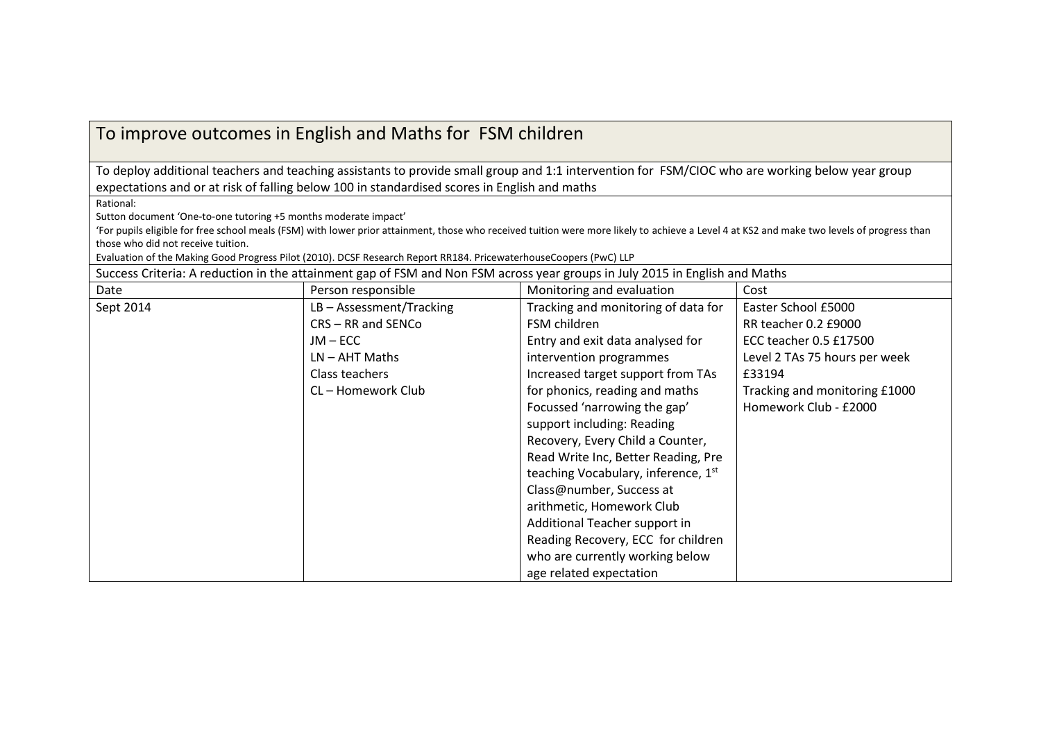## To improve outcomes in English and Maths for FSM children

To deploy additional teachers and teaching assistants to provide small group and 1:1 intervention for FSM/CIOC who are working below year group expectations and or at risk of falling below 100 in standardised scores in English and maths

Rational:

Sutton document 'One-to-one tutoring +5 months moderate impact'

'For pupils eligible for free school meals (FSM) with lower prior attainment, those who received tuition were more likely to achieve a Level 4 at KS2 and make two levels of progress than those who did not receive tuition.

Evaluation of the Making Good Progress Pilot (2010). DCSF Research Report RR184. PricewaterhouseCoopers (PwC) LLP

Success Criteria: A reduction in the attainment gap of FSM and Non FSM across year groups in July 2015 in English and Maths

| Date | Person responsible | Monitoring and evaluation | Cost |
|---|---|---|---|
| Sept 2014 | LB – Assessment/Tracking<br>CRS – RR and SENCo<br>JM – ECC<br>LN – AHT Maths<br>Class teachers<br>CL – Homework Club | Tracking and monitoring of data for FSM children<br>Entry and exit data analysed for intervention programmes<br>Increased target support from TAs for phonics, reading and maths<br>Focussed 'narrowing the gap' support including: Reading Recovery, Every Child a Counter, Read Write Inc, Better Reading, Pre teaching Vocabulary, inference, 1st Class@number, Success at arithmetic, Homework Club<br>Additional Teacher support in Reading Recovery, ECC for children who are currently working below age related expectation | Easter School £5000<br>RR teacher 0.2 £9000<br>ECC teacher 0.5 £17500<br>Level 2 TAs 75 hours per week £33194<br>Tracking and monitoring £1000<br>Homework Club - £2000 |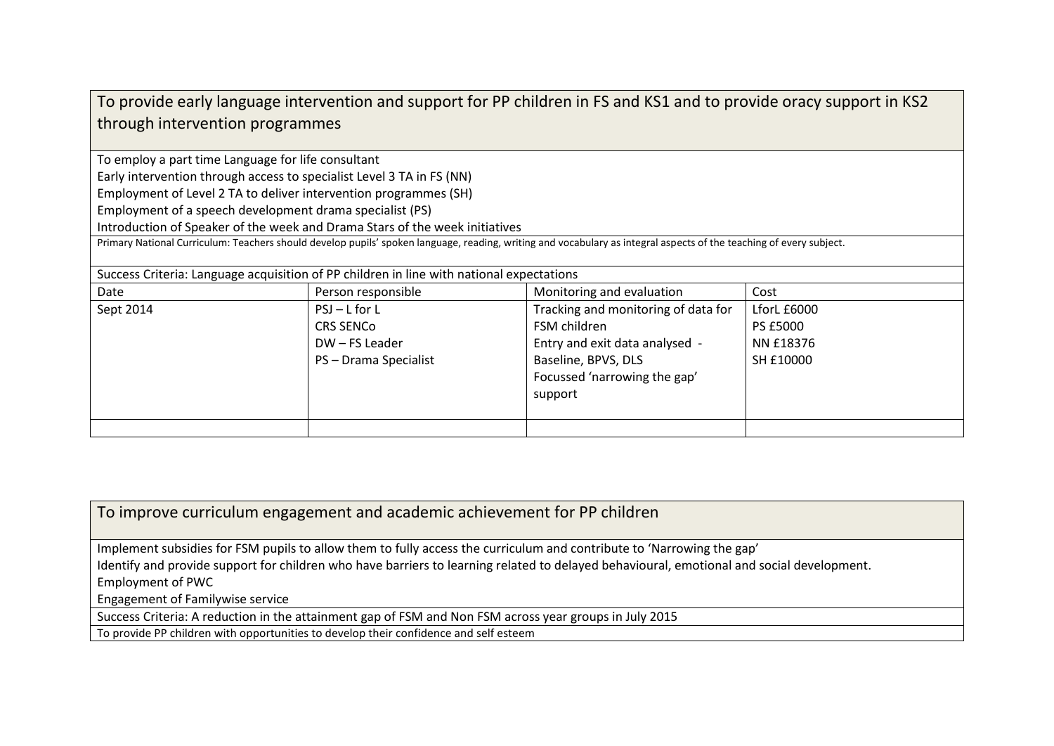## To provide early language intervention and support for PP children in FS and KS1 and to provide oracy support in KS2 through intervention programmes

To employ a part time Language for life consultant
Early intervention through access to specialist Level 3 TA in FS (NN)
Employment of Level 2 TA to deliver intervention programmes (SH)
Employment of a speech development drama specialist (PS)
Introduction of Speaker of the week and Drama Stars of the week initiatives

Primary National Curriculum: Teachers should develop pupils' spoken language, reading, writing and vocabulary as integral aspects of the teaching of every subject.

Success Criteria: Language acquisition of PP children in line with national expectations

| Date | Person responsible | Monitoring and evaluation | Cost |
|---|---|---|---|
| Sept 2014 | PSJ – L for L<br>CRS SENCo<br>DW – FS Leader<br>PS – Drama Specialist | Tracking and monitoring of data for FSM children<br>Entry and exit data analysed - Baseline, BPVS, DLS<br>Focussed 'narrowing the gap' support | LforL £6000<br>PS £5000<br>NN £18376<br>SH £10000 |
| | | | |

## To improve curriculum engagement and academic achievement for PP children

Implement subsidies for FSM pupils to allow them to fully access the curriculum and contribute to 'Narrowing the gap'
Identify and provide support for children who have barriers to learning related to delayed behavioural, emotional and social development.
Employment of PWC
Engagement of Familywise service

Success Criteria: A reduction in the attainment gap of FSM and Non FSM across year groups in July 2015

To provide PP children with opportunities to develop their confidence and self esteem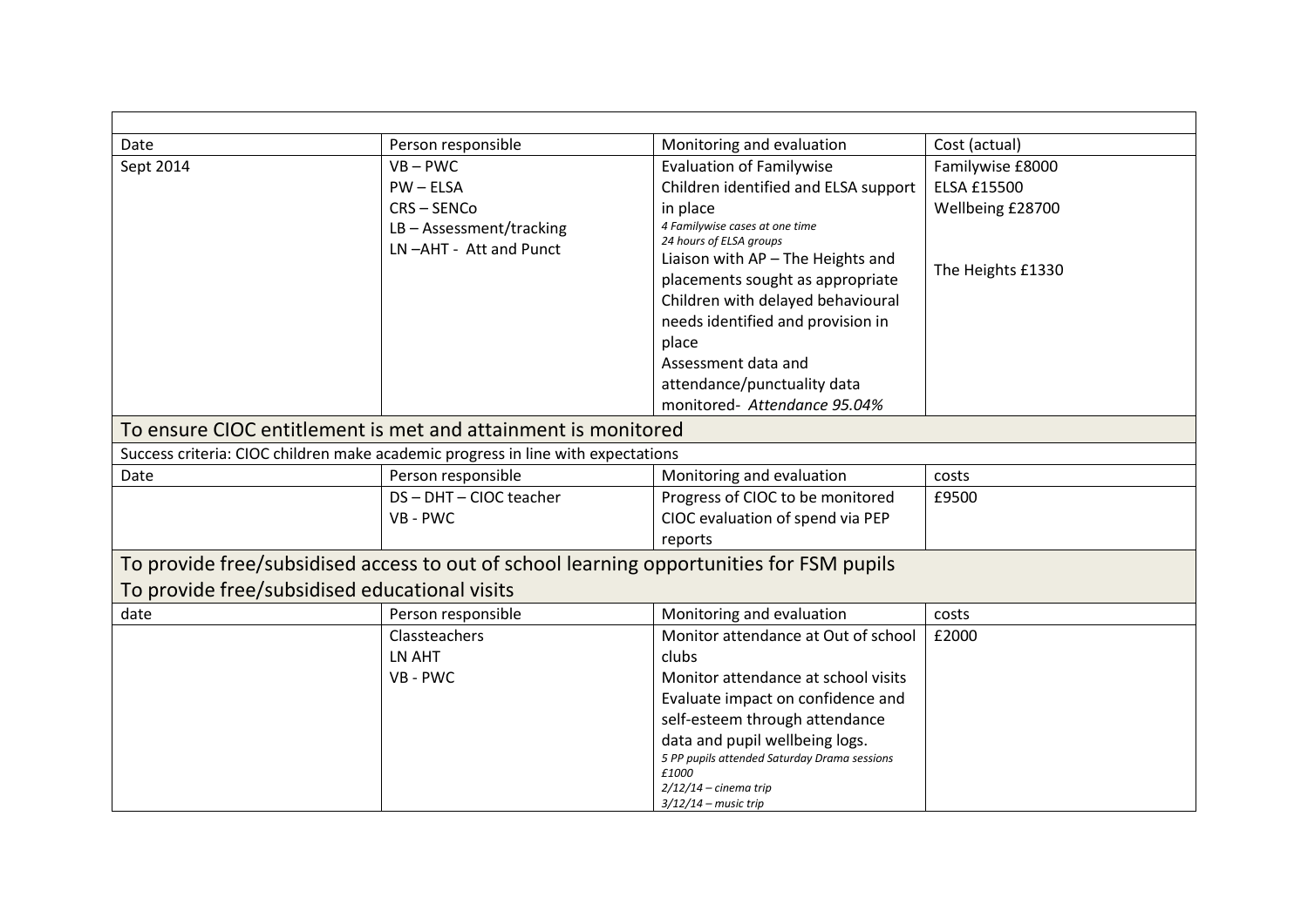| | | | |
|---|---|---|---|
| Date | Person responsible | Monitoring and evaluation | Cost (actual) |
| Sept 2014 | VB – PWC<br>PW – ELSA<br>CRS – SENCo<br>LB – Assessment/tracking<br>LN –AHT - Att and Punct | Evaluation of Familywise<br>Children identified and ELSA support in place<br>*4 Familywise cases at one time*<br>*24 hours of ELSA groups*<br>Liaison with AP – The Heights and placements sought as appropriate<br>Children with delayed behavioural needs identified and provision in place<br>Assessment data and attendance/punctuality data monitored- *Attendance 95.04%* | Familywise £8000<br>ELSA £15500<br>Wellbeing £28700<br><br>The Heights £1330 |

## To ensure CIOC entitlement is met and attainment is monitored

Success criteria: CIOC children make academic progress in line with expectations

| Date | Person responsible | Monitoring and evaluation | costs |
|---|---|---|---|
| | DS – DHT – CIOC teacher<br>VB - PWC | Progress of CIOC to be monitored<br>CIOC evaluation of spend via PEP reports | £9500 |

## To provide free/subsidised access to out of school learning opportunities for FSM pupils
## To provide free/subsidised educational visits

| date | Person responsible | Monitoring and evaluation | costs |
|---|---|---|---|
| | Classteachers<br>LN AHT<br>VB - PWC | Monitor attendance at Out of school clubs<br>Monitor attendance at school visits<br>Evaluate impact on confidence and self-esteem through attendance data and pupil wellbeing logs.<br>*5 PP pupils attended Saturday Drama sessions £1000*<br>*2/12/14 – cinema trip*<br>*3/12/14 – music trip* | £2000 |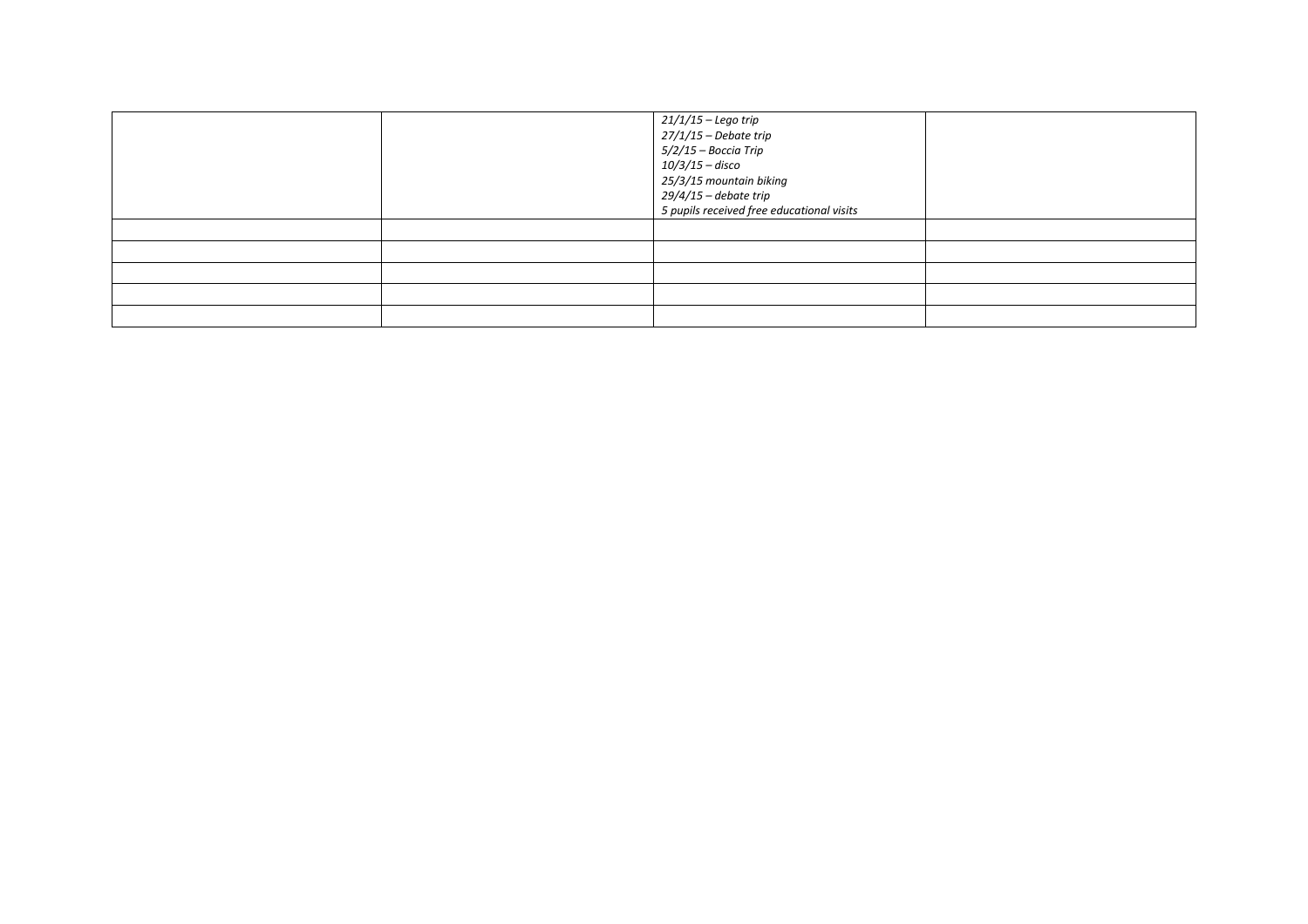| | | | |
|---|---|---|---|
| | | *21/1/15 – Lego trip*<br>*27/1/15 – Debate trip*<br>*5/2/15 – Boccia Trip*<br>*10/3/15 – disco*<br>*25/3/15 mountain biking*<br>*29/4/15 – debate trip*<br>*5 pupils received free educational visits* | |
| | | | |
| | | | |
| | | | |
| | | | |
| | | | |